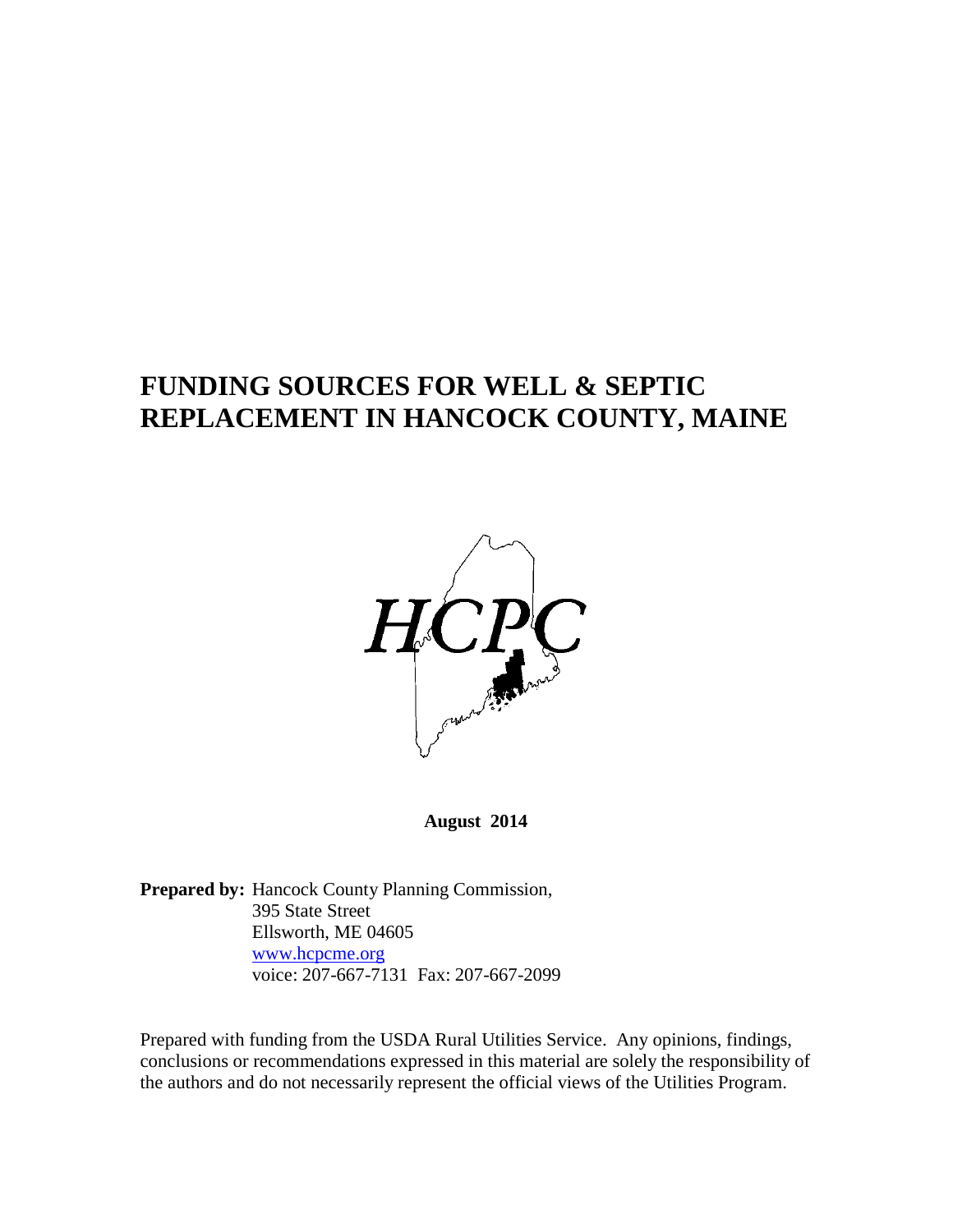# FUNDING SOURCES FOR WELL & SEPTIC REPLACEMENT IN HANCOCK COUNTY, MAINE

HCPC

**August 2014**

**Prepared by:** Hancock County Planning Commission,
395 State Street
Ellsworth, ME 04605
www.hcpcme.org
voice: 207-667-7131 Fax: 207-667-2099

Prepared with funding from the USDA Rural Utilities Service. Any opinions, findings, conclusions or recommendations expressed in this material are solely the responsibility of the authors and do not necessarily represent the official views of the Utilities Program.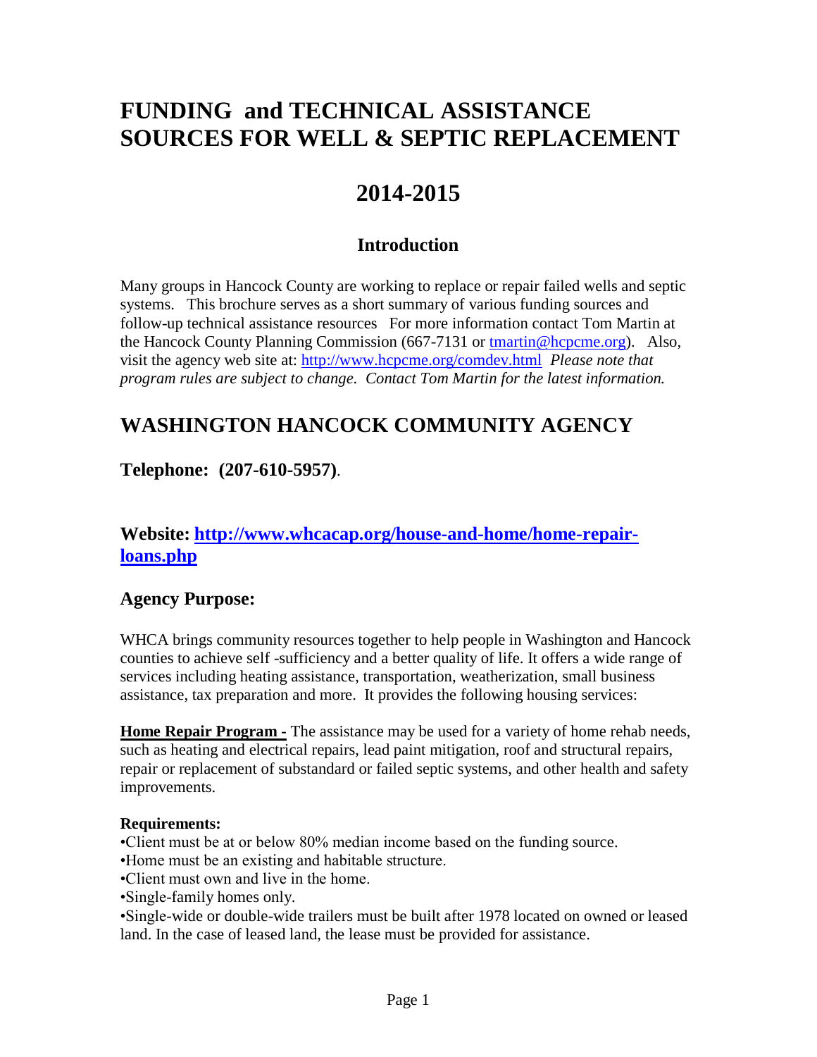# FUNDING and TECHNICAL ASSISTANCE SOURCES FOR WELL & SEPTIC REPLACEMENT

# 2014-2015

### Introduction

Many groups in Hancock County are working to replace or repair failed wells and septic systems. This brochure serves as a short summary of various funding sources and follow-up technical assistance resources For more information contact Tom Martin at the Hancock County Planning Commission (667-7131 or [tmartin@hcpcme.org](mailto:tmartin@hcpcme.org)). Also, visit the agency web site at: [http://www.hcpcme.org/comdev.html](http://www.hcpcme.org/comdev.html) *Please note that program rules are subject to change. Contact Tom Martin for the latest information.*

## WASHINGTON HANCOCK COMMUNITY AGENCY

### Telephone: (207-610-5957).

### Website: [http://www.whcacap.org/house-and-home/home-repair-loans.php](http://www.whcacap.org/house-and-home/home-repair-loans.php)

### Agency Purpose:

WHCA brings community resources together to help people in Washington and Hancock counties to achieve self -sufficiency and a better quality of life. It offers a wide range of services including heating assistance, transportation, weatherization, small business assistance, tax preparation and more. It provides the following housing services:

**Home Repair Program -** The assistance may be used for a variety of home rehab needs, such as heating and electrical repairs, lead paint mitigation, roof and structural repairs, repair or replacement of substandard or failed septic systems, and other health and safety improvements.

**Requirements:**

- Client must be at or below 80% median income based on the funding source.
- Home must be an existing and habitable structure.
- Client must own and live in the home.
- Single-family homes only.
- Single-wide or double-wide trailers must be built after 1978 located on owned or leased land. In the case of leased land, the lease must be provided for assistance.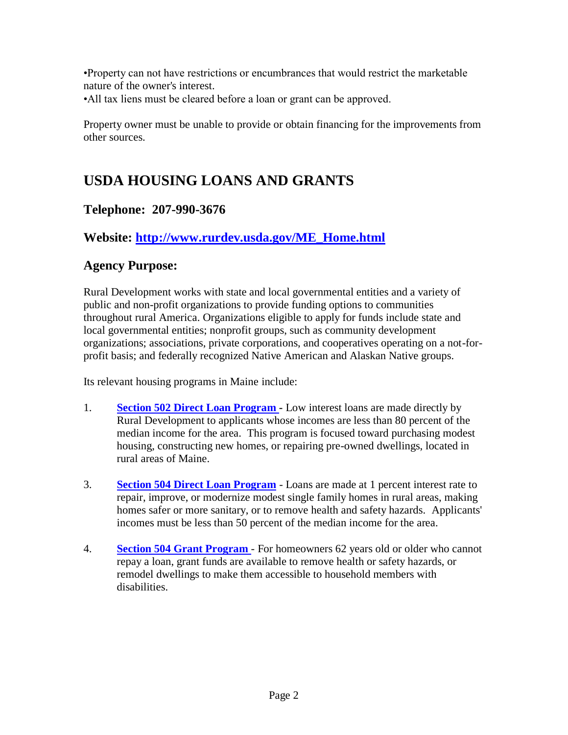•Property can not have restrictions or encumbrances that would restrict the marketable nature of the owner's interest.
•All tax liens must be cleared before a loan or grant can be approved.

Property owner must be unable to provide or obtain financing for the improvements from other sources.

# USDA HOUSING LOANS AND GRANTS

## Telephone: 207-990-3676

## Website: [http://www.rurdev.usda.gov/ME_Home.html](http://www.rurdev.usda.gov/ME_Home.html)

## Agency Purpose:

Rural Development works with state and local governmental entities and a variety of public and non-profit organizations to provide funding options to communities throughout rural America. Organizations eligible to apply for funds include state and local governmental entities; nonprofit groups, such as community development organizations; associations, private corporations, and cooperatives operating on a not-for-profit basis; and federally recognized Native American and Alaskan Native groups.

Its relevant housing programs in Maine include:

1. **Section 502 Direct Loan Program** - Low interest loans are made directly by Rural Development to applicants whose incomes are less than 80 percent of the median income for the area. This program is focused toward purchasing modest housing, constructing new homes, or repairing pre-owned dwellings, located in rural areas of Maine.

3. **Section 504 Direct Loan Program** - Loans are made at 1 percent interest rate to repair, improve, or modernize modest single family homes in rural areas, making homes safer or more sanitary, or to remove health and safety hazards. Applicants' incomes must be less than 50 percent of the median income for the area.

4. **Section 504 Grant Program** - For homeowners 62 years old or older who cannot repay a loan, grant funds are available to remove health or safety hazards, or remodel dwellings to make them accessible to household members with disabilities.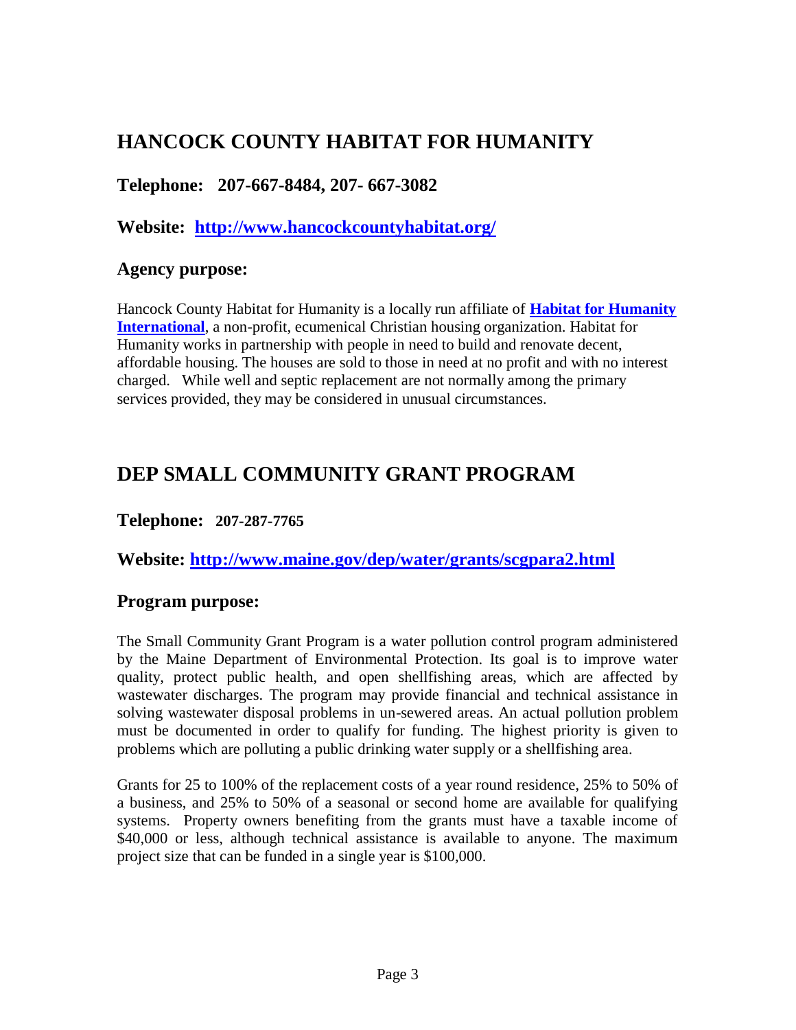## HANCOCK COUNTY HABITAT FOR HUMANITY

### Telephone: 207-667-8484, 207- 667-3082

### Website: [http://www.hancockcountyhabitat.org/](http://www.hancockcountyhabitat.org/)

### Agency purpose:

Hancock County Habitat for Humanity is a locally run affiliate of **Habitat for Humanity International**, a non-profit, ecumenical Christian housing organization. Habitat for Humanity works in partnership with people in need to build and renovate decent, affordable housing. The houses are sold to those in need at no profit and with no interest charged. While well and septic replacement are not normally among the primary services provided, they may be considered in unusual circumstances.

## DEP SMALL COMMUNITY GRANT PROGRAM

### Telephone: 207-287-7765

### Website: [http://www.maine.gov/dep/water/grants/scgpara2.html](http://www.maine.gov/dep/water/grants/scgpara2.html)

### Program purpose:

The Small Community Grant Program is a water pollution control program administered by the Maine Department of Environmental Protection. Its goal is to improve water quality, protect public health, and open shellfishing areas, which are affected by wastewater discharges. The program may provide financial and technical assistance in solving wastewater disposal problems in un-sewered areas. An actual pollution problem must be documented in order to qualify for funding. The highest priority is given to problems which are polluting a public drinking water supply or a shellfishing area.

Grants for 25 to 100% of the replacement costs of a year round residence, 25% to 50% of a business, and 25% to 50% of a seasonal or second home are available for qualifying systems. Property owners benefiting from the grants must have a taxable income of $40,000 or less, although technical assistance is available to anyone. The maximum project size that can be funded in a single year is $100,000.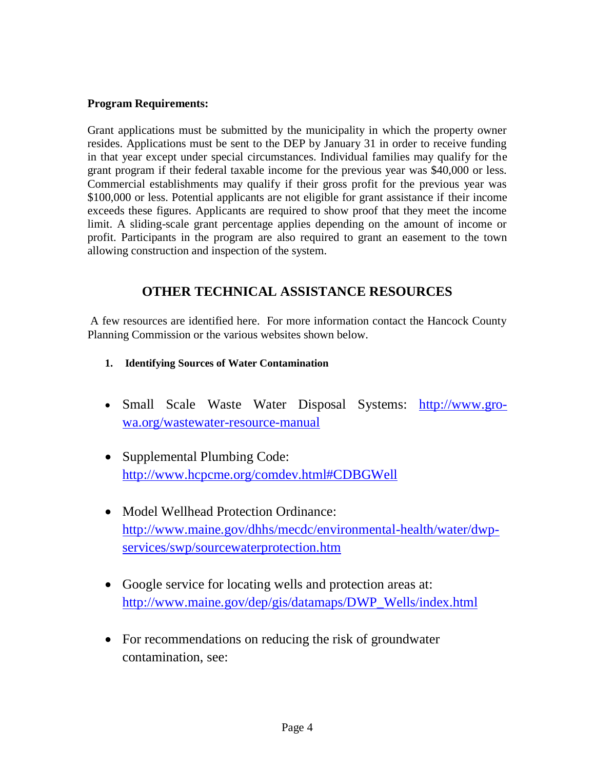**Program Requirements:**

Grant applications must be submitted by the municipality in which the property owner resides. Applications must be sent to the DEP by January 31 in order to receive funding in that year except under special circumstances. Individual families may qualify for the grant program if their federal taxable income for the previous year was $40,000 or less. Commercial establishments may qualify if their gross profit for the previous year was $100,000 or less. Potential applicants are not eligible for grant assistance if their income exceeds these figures. Applicants are required to show proof that they meet the income limit. A sliding-scale grant percentage applies depending on the amount of income or profit. Participants in the program are also required to grant an easement to the town allowing construction and inspection of the system.

## OTHER TECHNICAL ASSISTANCE RESOURCES

A few resources are identified here. For more information contact the Hancock County Planning Commission or the various websites shown below.

1. **Identifying Sources of Water Contamination**

- Small Scale Waste Water Disposal Systems: http://www.gro-wa.org/wastewater-resource-manual
- Supplemental Plumbing Code: http://www.hcpcme.org/comdev.html#CDBGWell
- Model Wellhead Protection Ordinance: http://www.maine.gov/dhhs/mecdc/environmental-health/water/dwp-services/swp/sourcewaterprotection.htm
- Google service for locating wells and protection areas at: http://www.maine.gov/dep/gis/datamaps/DWP_Wells/index.html
- For recommendations on reducing the risk of groundwater contamination, see: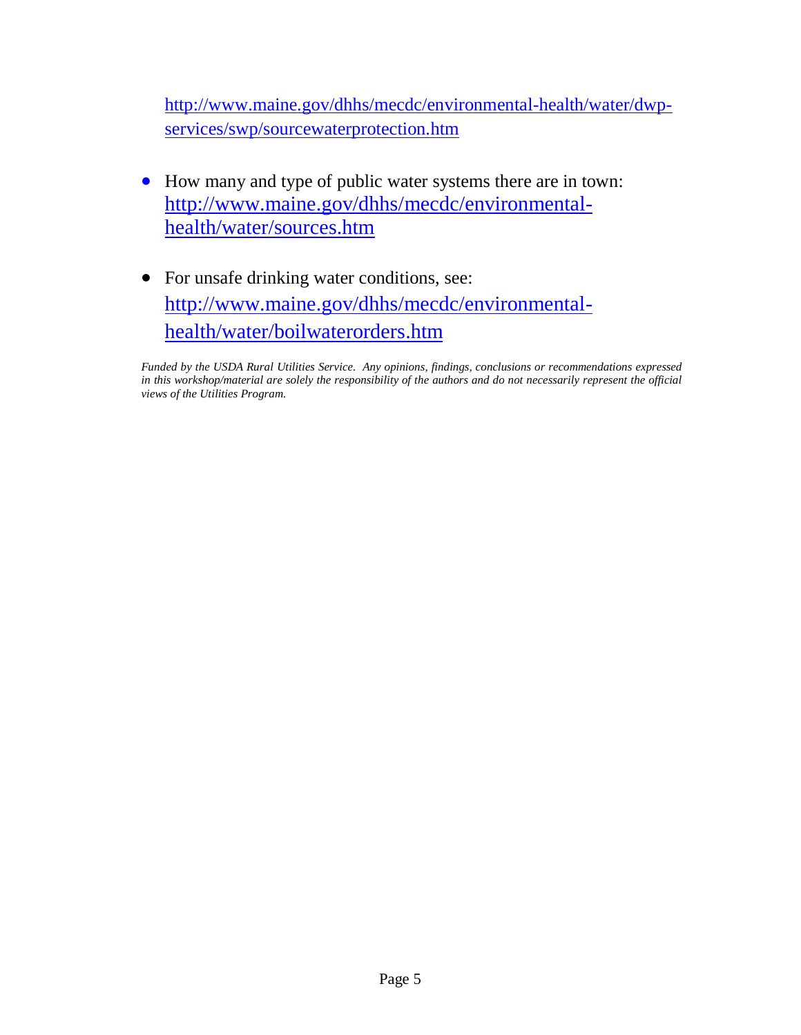http://www.maine.gov/dhhs/mecdc/environmental-health/water/dwp-services/swp/sourcewaterprotection.htm

- How many and type of public water systems there are in town: http://www.maine.gov/dhhs/mecdc/environmental-health/water/sources.htm

- For unsafe drinking water conditions, see: http://www.maine.gov/dhhs/mecdc/environmental-health/water/boilwaterorders.htm

*Funded by the USDA Rural Utilities Service. Any opinions, findings, conclusions or recommendations expressed in this workshop/material are solely the responsibility of the authors and do not necessarily represent the official views of the Utilities Program.*